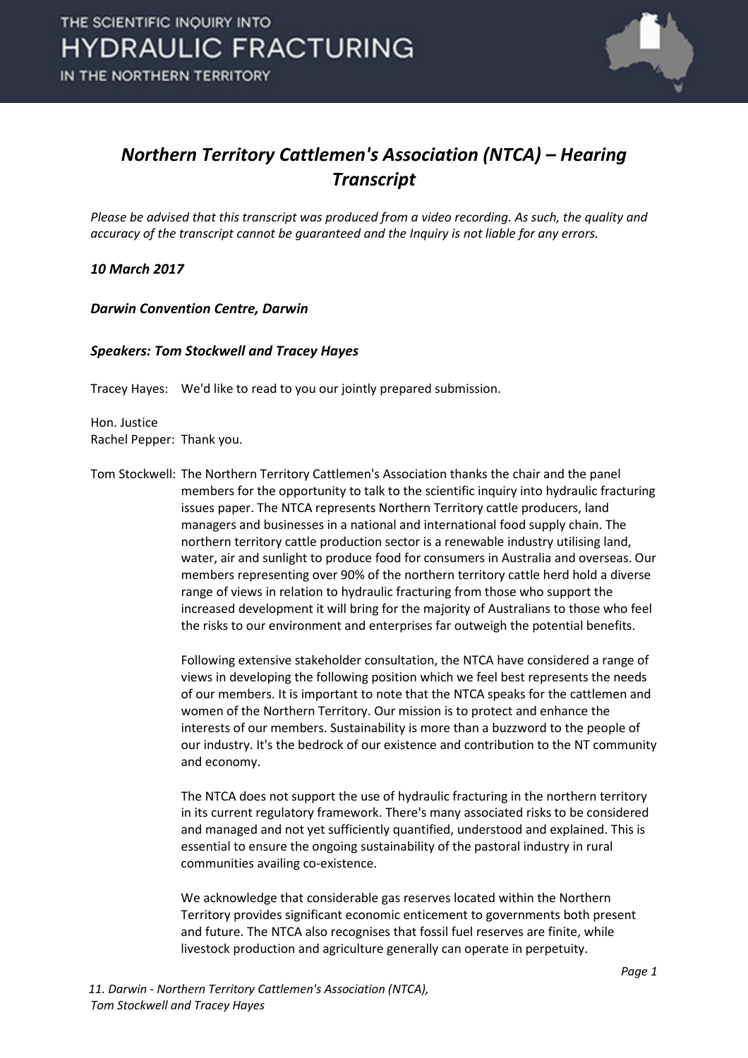# Northern Territory Cattlemen's Association (NTCA) – Hearing Transcript

*Please be advised that this transcript was produced from a video recording. As such, the quality and accuracy of the transcript cannot be guaranteed and the Inquiry is not liable for any errors.*

***10 March 2017***

***Darwin Convention Centre, Darwin***

***Speakers: Tom Stockwell and Tracey Hayes***

Tracey Hayes: We'd like to read to you our jointly prepared submission.

Hon. Justice Rachel Pepper: Thank you.

Tom Stockwell: The Northern Territory Cattlemen's Association thanks the chair and the panel members for the opportunity to talk to the scientific inquiry into hydraulic fracturing issues paper. The NTCA represents Northern Territory cattle producers, land managers and businesses in a national and international food supply chain. The northern territory cattle production sector is a renewable industry utilising land, water, air and sunlight to produce food for consumers in Australia and overseas. Our members representing over 90% of the northern territory cattle herd hold a diverse range of views in relation to hydraulic fracturing from those who support the increased development it will bring for the majority of Australians to those who feel the risks to our environment and enterprises far outweigh the potential benefits.

Following extensive stakeholder consultation, the NTCA have considered a range of views in developing the following position which we feel best represents the needs of our members. It is important to note that the NTCA speaks for the cattlemen and women of the Northern Territory. Our mission is to protect and enhance the interests of our members. Sustainability is more than a buzzword to the people of our industry. It's the bedrock of our existence and contribution to the NT community and economy.

The NTCA does not support the use of hydraulic fracturing in the northern territory in its current regulatory framework. There's many associated risks to be considered and managed and not yet sufficiently quantified, understood and explained. This is essential to ensure the ongoing sustainability of the pastoral industry in rural communities availing co-existence.

We acknowledge that considerable gas reserves located within the Northern Territory provides significant economic enticement to governments both present and future. The NTCA also recognises that fossil fuel reserves are finite, while livestock production and agriculture generally can operate in perpetuity.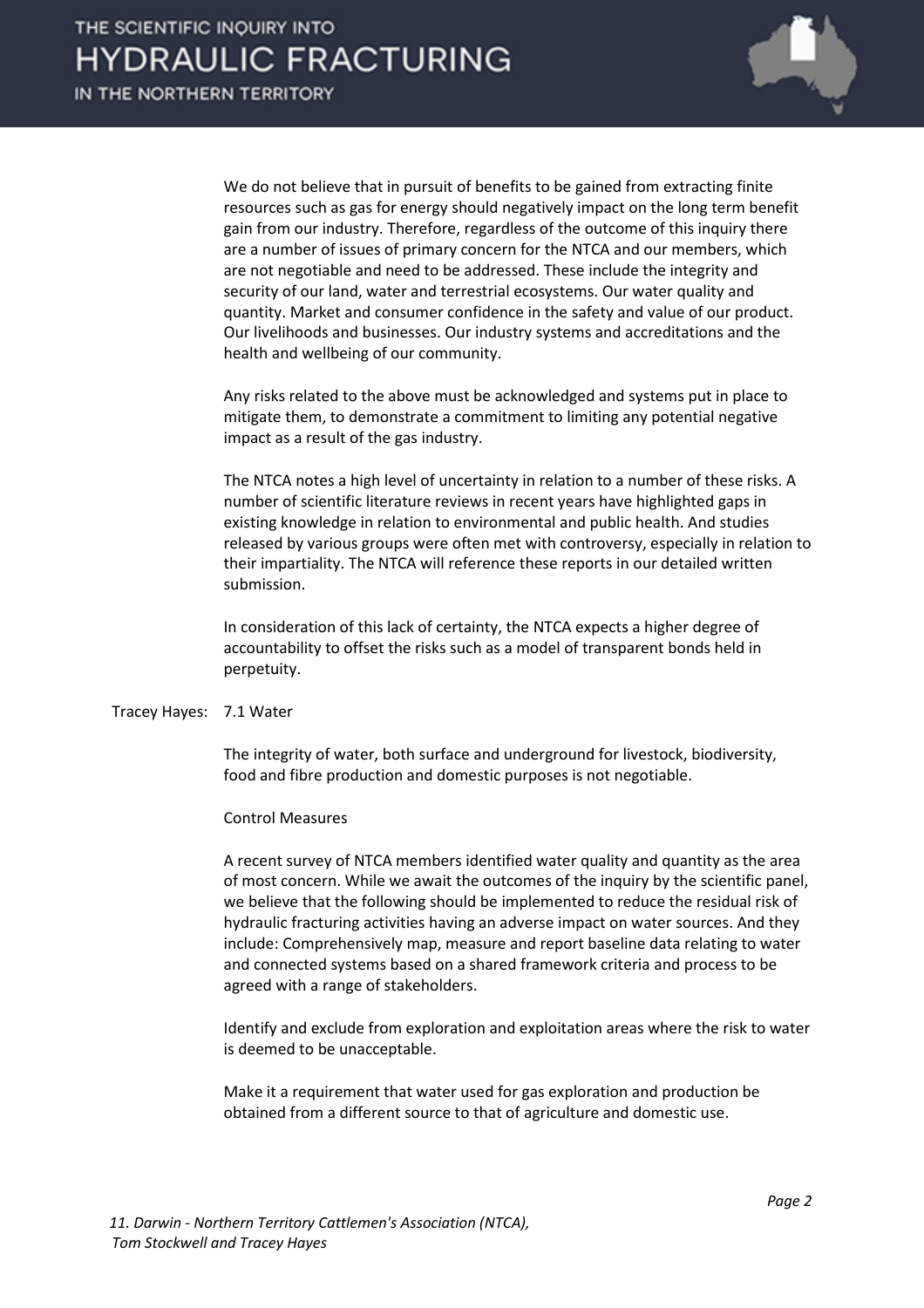We do not believe that in pursuit of benefits to be gained from extracting finite resources such as gas for energy should negatively impact on the long term benefit gain from our industry. Therefore, regardless of the outcome of this inquiry there are a number of issues of primary concern for the NTCA and our members, which are not negotiable and need to be addressed. These include the integrity and security of our land, water and terrestrial ecosystems. Our water quality and quantity. Market and consumer confidence in the safety and value of our product. Our livelihoods and businesses. Our industry systems and accreditations and the health and wellbeing of our community.

Any risks related to the above must be acknowledged and systems put in place to mitigate them, to demonstrate a commitment to limiting any potential negative impact as a result of the gas industry.

The NTCA notes a high level of uncertainty in relation to a number of these risks. A number of scientific literature reviews in recent years have highlighted gaps in existing knowledge in relation to environmental and public health. And studies released by various groups were often met with controversy, especially in relation to their impartiality. The NTCA will reference these reports in our detailed written submission.

In consideration of this lack of certainty, the NTCA expects a higher degree of accountability to offset the risks such as a model of transparent bonds held in perpetuity.

Tracey Hayes: 7.1 Water

The integrity of water, both surface and underground for livestock, biodiversity, food and fibre production and domestic purposes is not negotiable.

Control Measures

A recent survey of NTCA members identified water quality and quantity as the area of most concern. While we await the outcomes of the inquiry by the scientific panel, we believe that the following should be implemented to reduce the residual risk of hydraulic fracturing activities having an adverse impact on water sources. And they include: Comprehensively map, measure and report baseline data relating to water and connected systems based on a shared framework criteria and process to be agreed with a range of stakeholders.

Identify and exclude from exploration and exploitation areas where the risk to water is deemed to be unacceptable.

Make it a requirement that water used for gas exploration and production be obtained from a different source to that of agriculture and domestic use.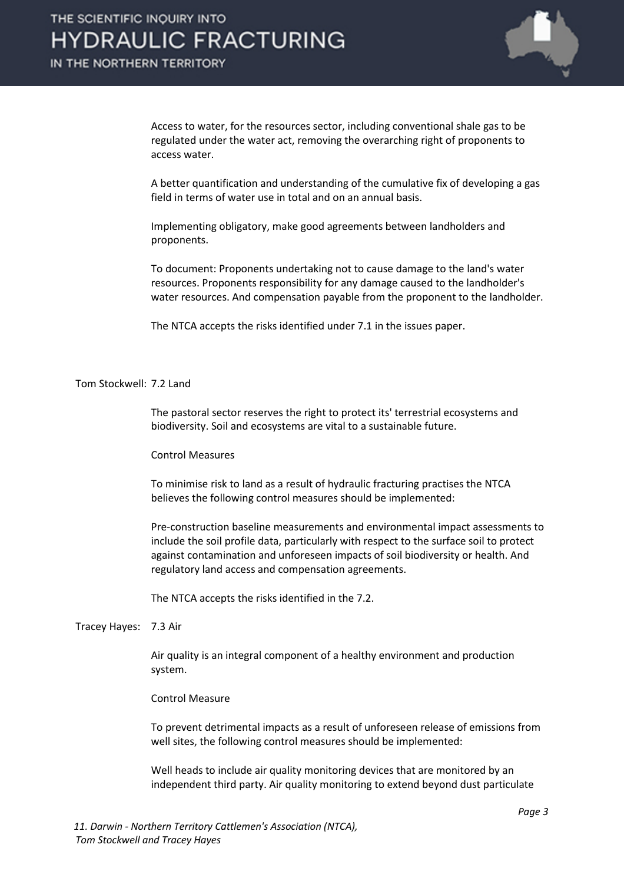Access to water, for the resources sector, including conventional shale gas to be regulated under the water act, removing the overarching right of proponents to access water.

A better quantification and understanding of the cumulative fix of developing a gas field in terms of water use in total and on an annual basis.

Implementing obligatory, make good agreements between landholders and proponents.

To document: Proponents undertaking not to cause damage to the land's water resources. Proponents responsibility for any damage caused to the landholder's water resources. And compensation payable from the proponent to the landholder.

The NTCA accepts the risks identified under 7.1 in the issues paper.

Tom Stockwell: 7.2 Land

The pastoral sector reserves the right to protect its' terrestrial ecosystems and biodiversity. Soil and ecosystems are vital to a sustainable future.

Control Measures

To minimise risk to land as a result of hydraulic fracturing practises the NTCA believes the following control measures should be implemented:

Pre-construction baseline measurements and environmental impact assessments to include the soil profile data, particularly with respect to the surface soil to protect against contamination and unforeseen impacts of soil biodiversity or health. And regulatory land access and compensation agreements.

The NTCA accepts the risks identified in the 7.2.

Tracey Hayes: 7.3 Air

Air quality is an integral component of a healthy environment and production system.

Control Measure

To prevent detrimental impacts as a result of unforeseen release of emissions from well sites, the following control measures should be implemented:

Well heads to include air quality monitoring devices that are monitored by an independent third party. Air quality monitoring to extend beyond dust particulate

*11. Darwin - Northern Territory Cattlemen's Association (NTCA), Tom Stockwell and Tracey Hayes*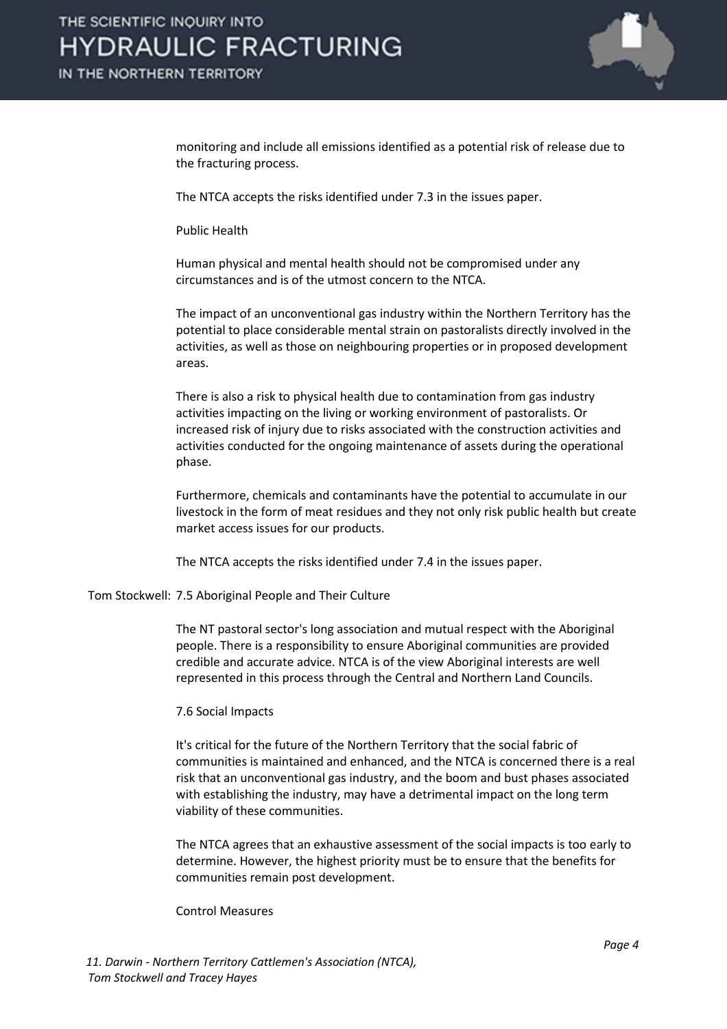monitoring and include all emissions identified as a potential risk of release due to the fracturing process.

The NTCA accepts the risks identified under 7.3 in the issues paper.

Public Health

Human physical and mental health should not be compromised under any circumstances and is of the utmost concern to the NTCA.

The impact of an unconventional gas industry within the Northern Territory has the potential to place considerable mental strain on pastoralists directly involved in the activities, as well as those on neighbouring properties or in proposed development areas.

There is also a risk to physical health due to contamination from gas industry activities impacting on the living or working environment of pastoralists. Or increased risk of injury due to risks associated with the construction activities and activities conducted for the ongoing maintenance of assets during the operational phase.

Furthermore, chemicals and contaminants have the potential to accumulate in our livestock in the form of meat residues and they not only risk public health but create market access issues for our products.

The NTCA accepts the risks identified under 7.4 in the issues paper.

Tom Stockwell: 7.5 Aboriginal People and Their Culture

The NT pastoral sector's long association and mutual respect with the Aboriginal people. There is a responsibility to ensure Aboriginal communities are provided credible and accurate advice. NTCA is of the view Aboriginal interests are well represented in this process through the Central and Northern Land Councils.

7.6 Social Impacts

It's critical for the future of the Northern Territory that the social fabric of communities is maintained and enhanced, and the NTCA is concerned there is a real risk that an unconventional gas industry, and the boom and bust phases associated with establishing the industry, may have a detrimental impact on the long term viability of these communities.

The NTCA agrees that an exhaustive assessment of the social impacts is too early to determine. However, the highest priority must be to ensure that the benefits for communities remain post development.

Control Measures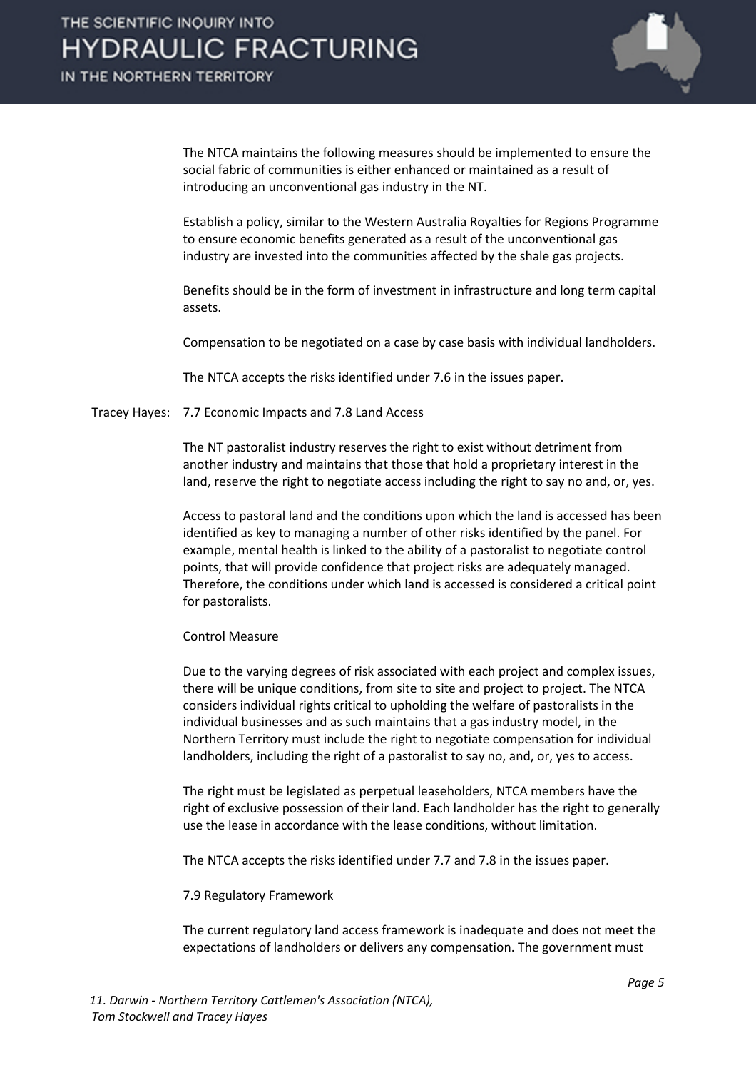The NTCA maintains the following measures should be implemented to ensure the social fabric of communities is either enhanced or maintained as a result of introducing an unconventional gas industry in the NT.

Establish a policy, similar to the Western Australia Royalties for Regions Programme to ensure economic benefits generated as a result of the unconventional gas industry are invested into the communities affected by the shale gas projects.

Benefits should be in the form of investment in infrastructure and long term capital assets.

Compensation to be negotiated on a case by case basis with individual landholders.

The NTCA accepts the risks identified under 7.6 in the issues paper.

Tracey Hayes: 7.7 Economic Impacts and 7.8 Land Access

The NT pastoralist industry reserves the right to exist without detriment from another industry and maintains that those that hold a proprietary interest in the land, reserve the right to negotiate access including the right to say no and, or, yes.

Access to pastoral land and the conditions upon which the land is accessed has been identified as key to managing a number of other risks identified by the panel. For example, mental health is linked to the ability of a pastoralist to negotiate control points, that will provide confidence that project risks are adequately managed. Therefore, the conditions under which land is accessed is considered a critical point for pastoralists.

Control Measure

Due to the varying degrees of risk associated with each project and complex issues, there will be unique conditions, from site to site and project to project. The NTCA considers individual rights critical to upholding the welfare of pastoralists in the individual businesses and as such maintains that a gas industry model, in the Northern Territory must include the right to negotiate compensation for individual landholders, including the right of a pastoralist to say no, and, or, yes to access.

The right must be legislated as perpetual leaseholders, NTCA members have the right of exclusive possession of their land. Each landholder has the right to generally use the lease in accordance with the lease conditions, without limitation.

The NTCA accepts the risks identified under 7.7 and 7.8 in the issues paper.

7.9 Regulatory Framework

The current regulatory land access framework is inadequate and does not meet the expectations of landholders or delivers any compensation. The government must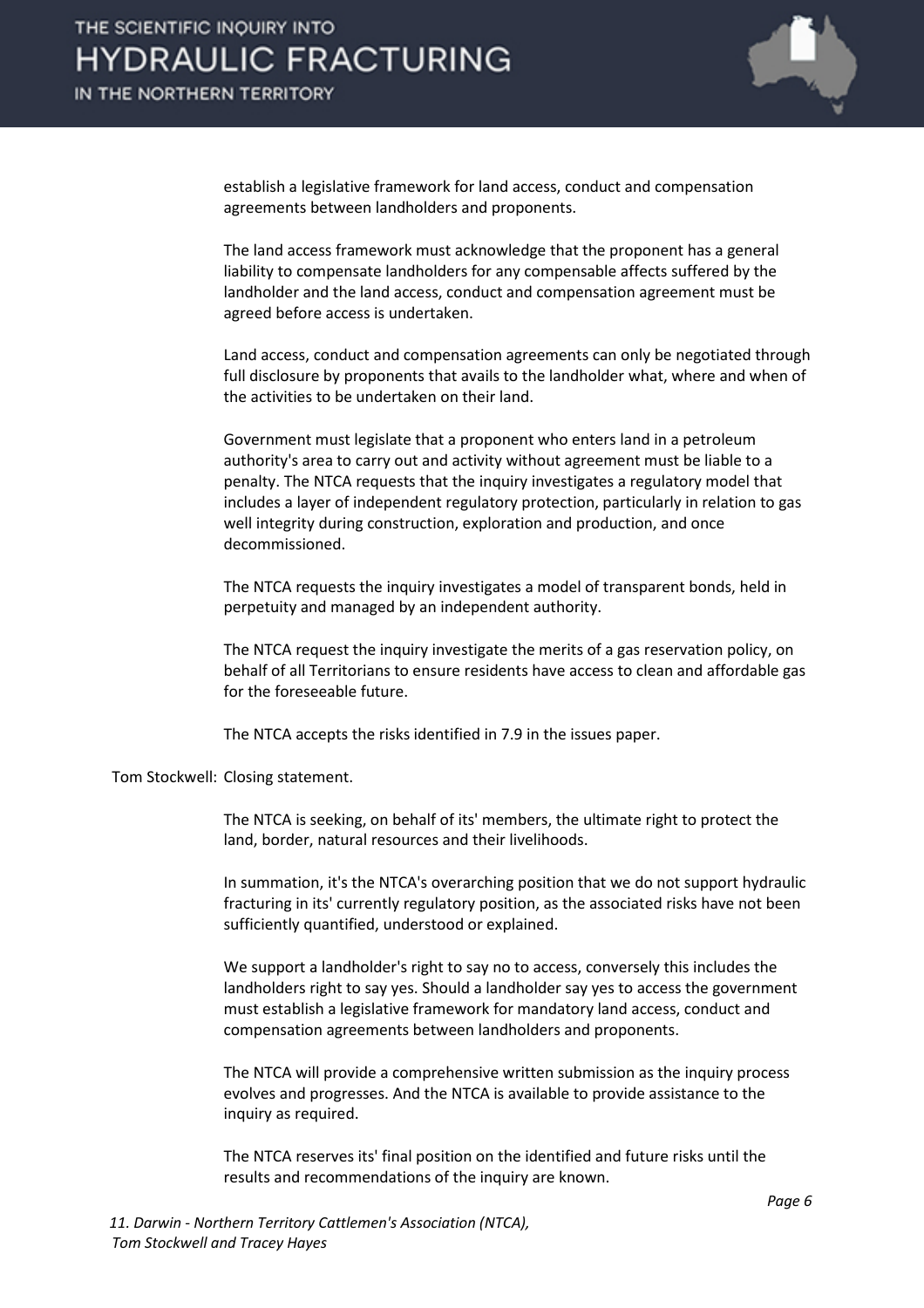establish a legislative framework for land access, conduct and compensation agreements between landholders and proponents.

The land access framework must acknowledge that the proponent has a general liability to compensate landholders for any compensable affects suffered by the landholder and the land access, conduct and compensation agreement must be agreed before access is undertaken.

Land access, conduct and compensation agreements can only be negotiated through full disclosure by proponents that avails to the landholder what, where and when of the activities to be undertaken on their land.

Government must legislate that a proponent who enters land in a petroleum authority's area to carry out and activity without agreement must be liable to a penalty. The NTCA requests that the inquiry investigates a regulatory model that includes a layer of independent regulatory protection, particularly in relation to gas well integrity during construction, exploration and production, and once decommissioned.

The NTCA requests the inquiry investigates a model of transparent bonds, held in perpetuity and managed by an independent authority.

The NTCA request the inquiry investigate the merits of a gas reservation policy, on behalf of all Territorians to ensure residents have access to clean and affordable gas for the foreseeable future.

The NTCA accepts the risks identified in 7.9 in the issues paper.

Tom Stockwell: Closing statement.

The NTCA is seeking, on behalf of its' members, the ultimate right to protect the land, border, natural resources and their livelihoods.

In summation, it's the NTCA's overarching position that we do not support hydraulic fracturing in its' currently regulatory position, as the associated risks have not been sufficiently quantified, understood or explained.

We support a landholder's right to say no to access, conversely this includes the landholders right to say yes. Should a landholder say yes to access the government must establish a legislative framework for mandatory land access, conduct and compensation agreements between landholders and proponents.

The NTCA will provide a comprehensive written submission as the inquiry process evolves and progresses. And the NTCA is available to provide assistance to the inquiry as required.

The NTCA reserves its' final position on the identified and future risks until the results and recommendations of the inquiry are known.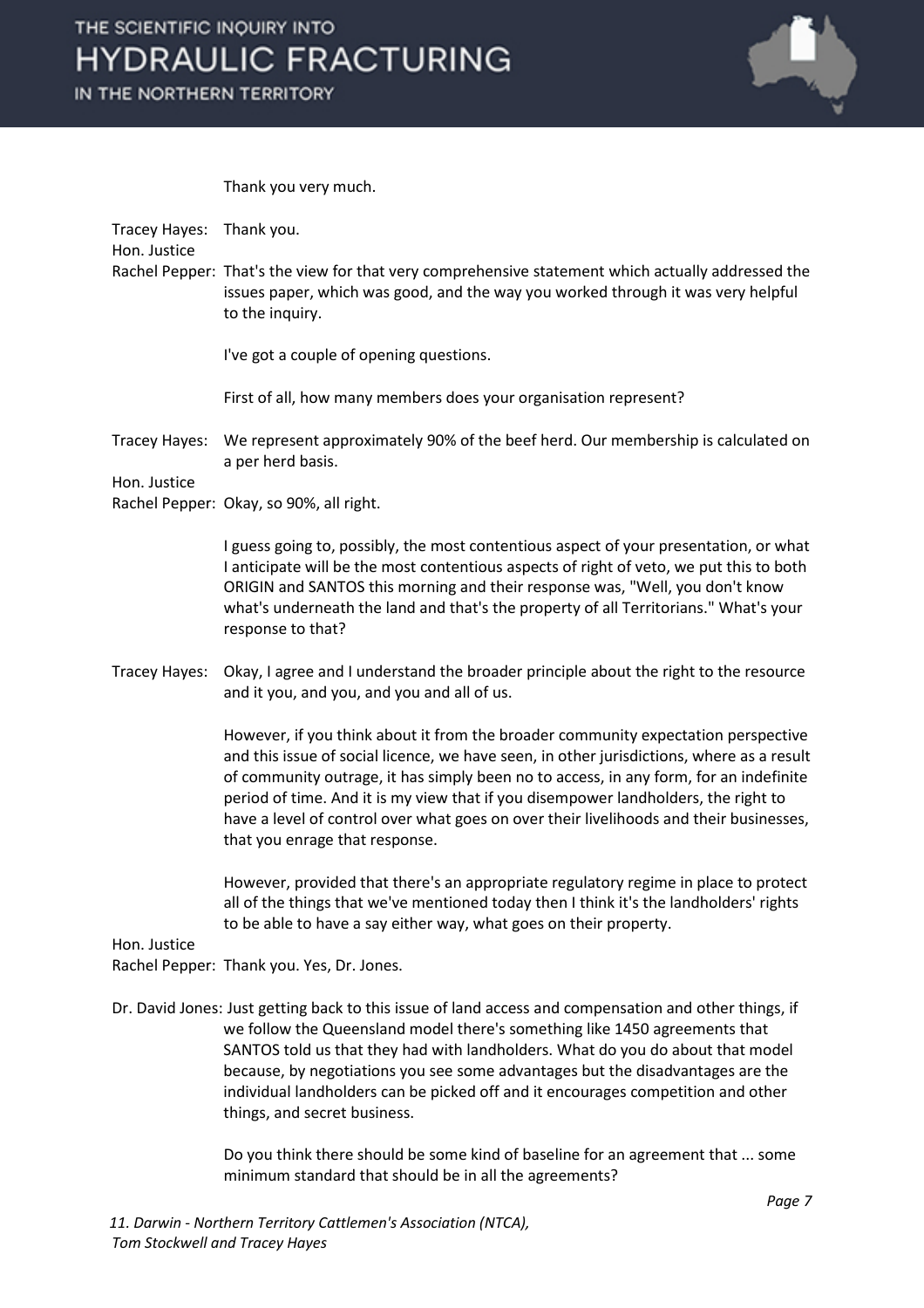Thank you very much.

**Tracey Hayes:** Thank you.

**Hon. Justice Rachel Pepper:** That's the view for that very comprehensive statement which actually addressed the issues paper, which was good, and the way you worked through it was very helpful to the inquiry.

I've got a couple of opening questions.

First of all, how many members does your organisation represent?

**Tracey Hayes:** We represent approximately 90% of the beef herd. Our membership is calculated on a per herd basis.

**Hon. Justice Rachel Pepper:** Okay, so 90%, all right.

I guess going to, possibly, the most contentious aspect of your presentation, or what I anticipate will be the most contentious aspects of right of veto, we put this to both ORIGIN and SANTOS this morning and their response was, "Well, you don't know what's underneath the land and that's the property of all Territorians." What's your response to that?

**Tracey Hayes:** Okay, I agree and I understand the broader principle about the right to the resource and it you, and you, and you and all of us.

However, if you think about it from the broader community expectation perspective and this issue of social licence, we have seen, in other jurisdictions, where as a result of community outrage, it has simply been no to access, in any form, for an indefinite period of time. And it is my view that if you disempower landholders, the right to have a level of control over what goes on over their livelihoods and their businesses, that you enrage that response.

However, provided that there's an appropriate regulatory regime in place to protect all of the things that we've mentioned today then I think it's the landholders' rights to be able to have a say either way, what goes on their property.

**Hon. Justice Rachel Pepper:** Thank you. Yes, Dr. Jones.

**Dr. David Jones:** Just getting back to this issue of land access and compensation and other things, if we follow the Queensland model there's something like 1450 agreements that SANTOS told us that they had with landholders. What do you do about that model because, by negotiations you see some advantages but the disadvantages are the individual landholders can be picked off and it encourages competition and other things, and secret business.

Do you think there should be some kind of baseline for an agreement that ... some minimum standard that should be in all the agreements?

*11. Darwin - Northern Territory Cattlemen's Association (NTCA), Tom Stockwell and Tracey Hayes*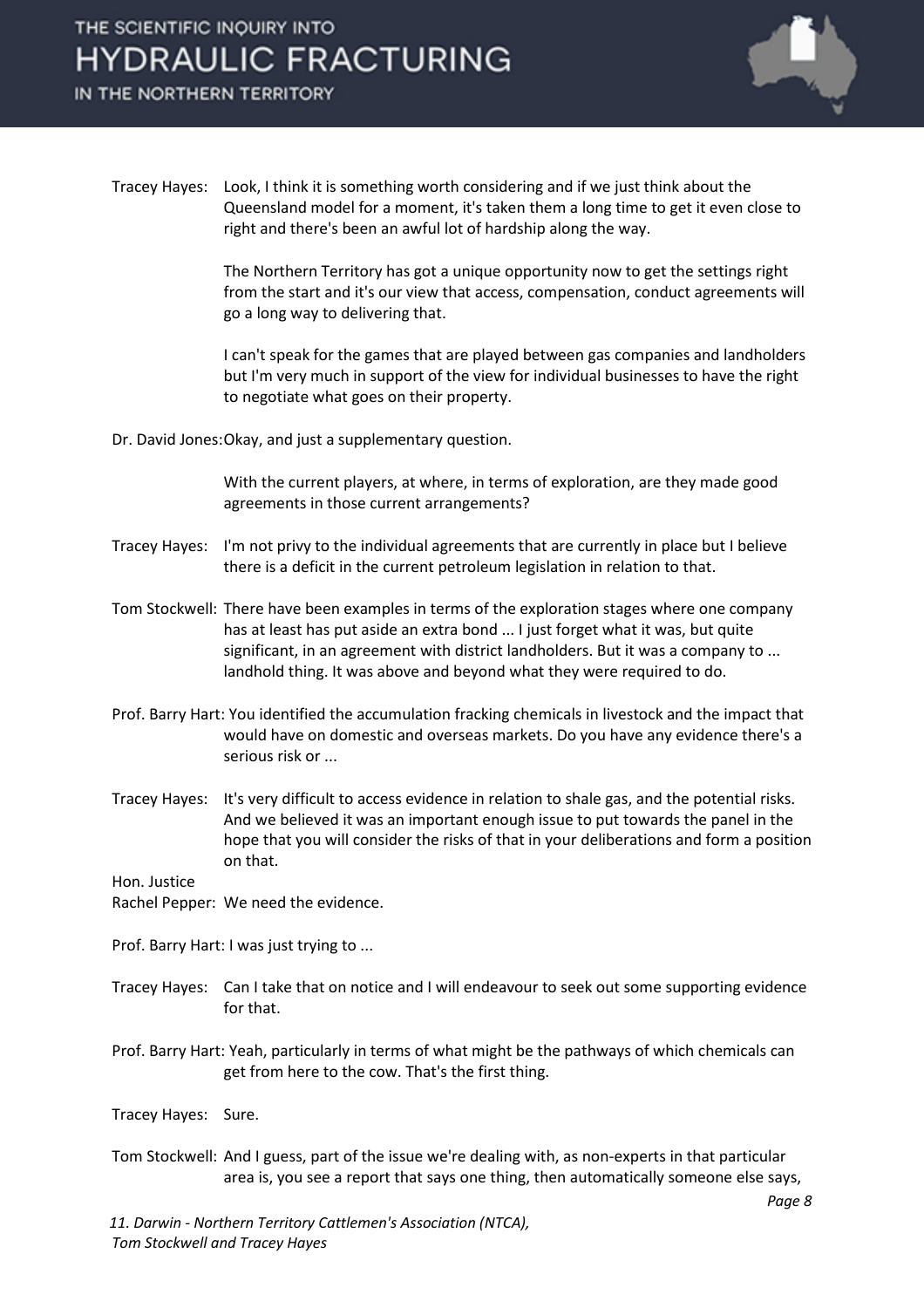Tracey Hayes: Look, I think it is something worth considering and if we just think about the Queensland model for a moment, it's taken them a long time to get it even close to right and there's been an awful lot of hardship along the way.

The Northern Territory has got a unique opportunity now to get the settings right from the start and it's our view that access, compensation, conduct agreements will go a long way to delivering that.

I can't speak for the games that are played between gas companies and landholders but I'm very much in support of the view for individual businesses to have the right to negotiate what goes on their property.

Dr. David Jones: Okay, and just a supplementary question.

With the current players, at where, in terms of exploration, are they made good agreements in those current arrangements?

Tracey Hayes: I'm not privy to the individual agreements that are currently in place but I believe there is a deficit in the current petroleum legislation in relation to that.

Tom Stockwell: There have been examples in terms of the exploration stages where one company has at least has put aside an extra bond ... I just forget what it was, but quite significant, in an agreement with district landholders. But it was a company to ... landhold thing. It was above and beyond what they were required to do.

Prof. Barry Hart: You identified the accumulation fracking chemicals in livestock and the impact that would have on domestic and overseas markets. Do you have any evidence there's a serious risk or ...

Tracey Hayes: It's very difficult to access evidence in relation to shale gas, and the potential risks. And we believed it was an important enough issue to put towards the panel in the hope that you will consider the risks of that in your deliberations and form a position on that.

Hon. Justice Rachel Pepper: We need the evidence.

Prof. Barry Hart: I was just trying to ...

Tracey Hayes: Can I take that on notice and I will endeavour to seek out some supporting evidence for that.

Prof. Barry Hart: Yeah, particularly in terms of what might be the pathways of which chemicals can get from here to the cow. That's the first thing.

Tracey Hayes: Sure.

Tom Stockwell: And I guess, part of the issue we're dealing with, as non-experts in that particular area is, you see a report that says one thing, then automatically someone else says,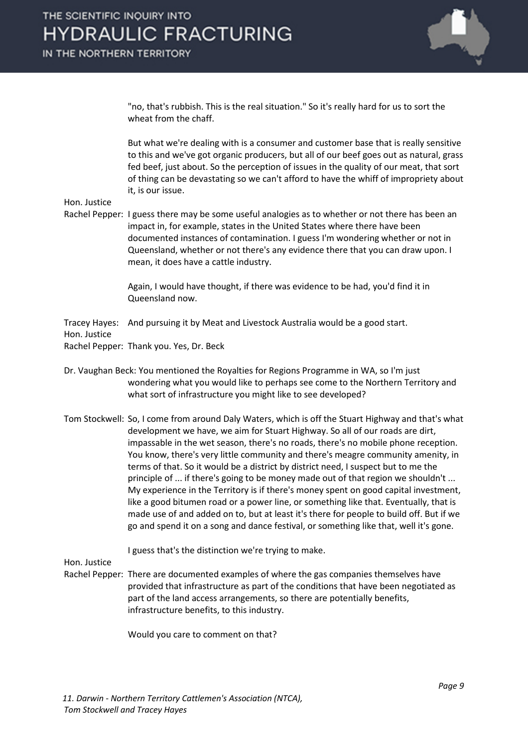"no, that's rubbish. This is the real situation." So it's really hard for us to sort the wheat from the chaff.

But what we're dealing with is a consumer and customer base that is really sensitive to this and we've got organic producers, but all of our beef goes out as natural, grass fed beef, just about. So the perception of issues in the quality of our meat, that sort of thing can be devastating so we can't afford to have the whiff of impropriety about it, is our issue.

Hon. Justice Rachel Pepper: I guess there may be some useful analogies as to whether or not there has been an impact in, for example, states in the United States where there have been documented instances of contamination. I guess I'm wondering whether or not in Queensland, whether or not there's any evidence there that you can draw upon. I mean, it does have a cattle industry.

Again, I would have thought, if there was evidence to be had, you'd find it in Queensland now.

Tracey Hayes: And pursuing it by Meat and Livestock Australia would be a good start.

Hon. Justice Rachel Pepper: Thank you. Yes, Dr. Beck

Dr. Vaughan Beck: You mentioned the Royalties for Regions Programme in WA, so I'm just wondering what you would like to perhaps see come to the Northern Territory and what sort of infrastructure you might like to see developed?

Tom Stockwell: So, I come from around Daly Waters, which is off the Stuart Highway and that's what development we have, we aim for Stuart Highway. So all of our roads are dirt, impassable in the wet season, there's no roads, there's no mobile phone reception. You know, there's very little community and there's meagre community amenity, in terms of that. So it would be a district by district need, I suspect but to me the principle of ... if there's going to be money made out of that region we shouldn't ... My experience in the Territory is if there's money spent on good capital investment, like a good bitumen road or a power line, or something like that. Eventually, that is made use of and added on to, but at least it's there for people to build off. But if we go and spend it on a song and dance festival, or something like that, well it's gone.

I guess that's the distinction we're trying to make.

Hon. Justice Rachel Pepper: There are documented examples of where the gas companies themselves have provided that infrastructure as part of the conditions that have been negotiated as part of the land access arrangements, so there are potentially benefits, infrastructure benefits, to this industry.

Would you care to comment on that?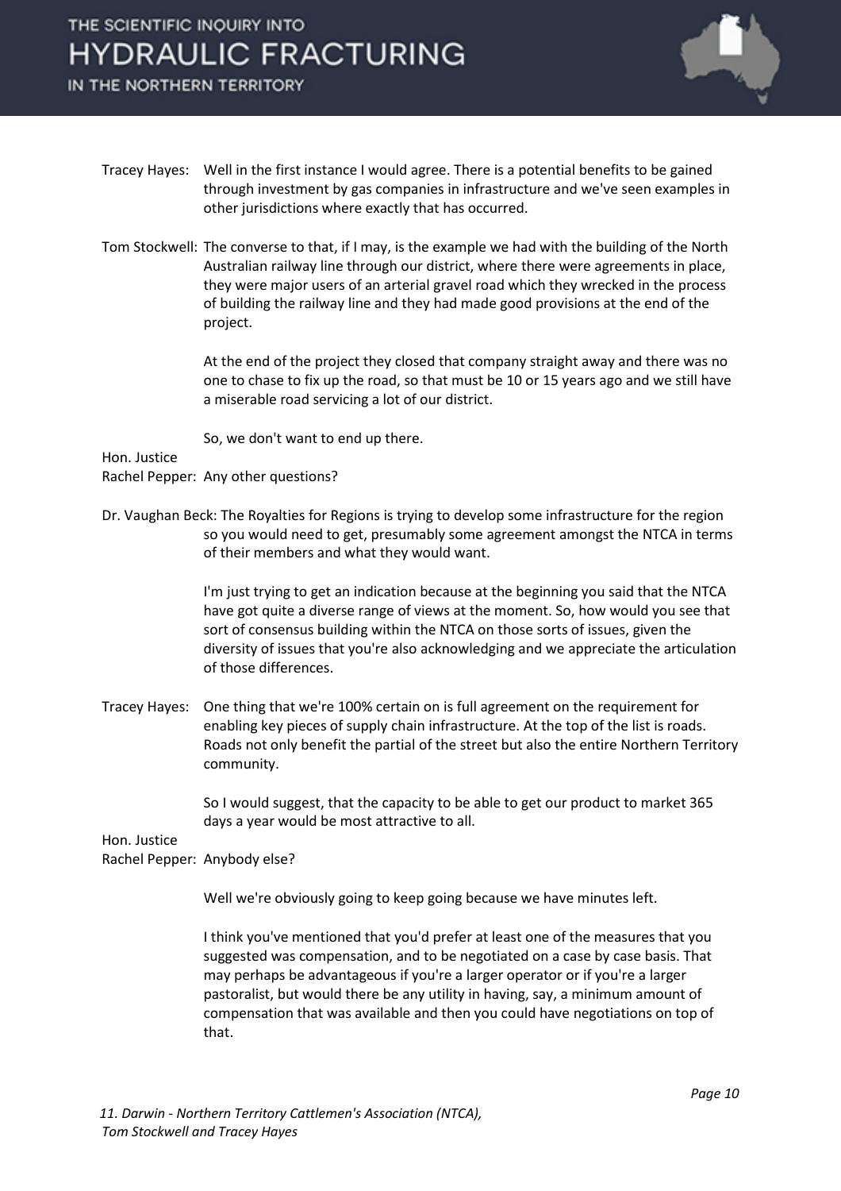Tracey Hayes: Well in the first instance I would agree. There is a potential benefits to be gained through investment by gas companies in infrastructure and we've seen examples in other jurisdictions where exactly that has occurred.

Tom Stockwell: The converse to that, if I may, is the example we had with the building of the North Australian railway line through our district, where there were agreements in place, they were major users of an arterial gravel road which they wrecked in the process of building the railway line and they had made good provisions at the end of the project.

At the end of the project they closed that company straight away and there was no one to chase to fix up the road, so that must be 10 or 15 years ago and we still have a miserable road servicing a lot of our district.

So, we don't want to end up there.

Hon. Justice Rachel Pepper: Any other questions?

Dr. Vaughan Beck: The Royalties for Regions is trying to develop some infrastructure for the region so you would need to get, presumably some agreement amongst the NTCA in terms of their members and what they would want.

I'm just trying to get an indication because at the beginning you said that the NTCA have got quite a diverse range of views at the moment. So, how would you see that sort of consensus building within the NTCA on those sorts of issues, given the diversity of issues that you're also acknowledging and we appreciate the articulation of those differences.

Tracey Hayes: One thing that we're 100% certain on is full agreement on the requirement for enabling key pieces of supply chain infrastructure. At the top of the list is roads. Roads not only benefit the partial of the street but also the entire Northern Territory community.

So I would suggest, that the capacity to be able to get our product to market 365 days a year would be most attractive to all.

Hon. Justice Rachel Pepper: Anybody else?

Well we're obviously going to keep going because we have minutes left.

I think you've mentioned that you'd prefer at least one of the measures that you suggested was compensation, and to be negotiated on a case by case basis. That may perhaps be advantageous if you're a larger operator or if you're a larger pastoralist, but would there be any utility in having, say, a minimum amount of compensation that was available and then you could have negotiations on top of that.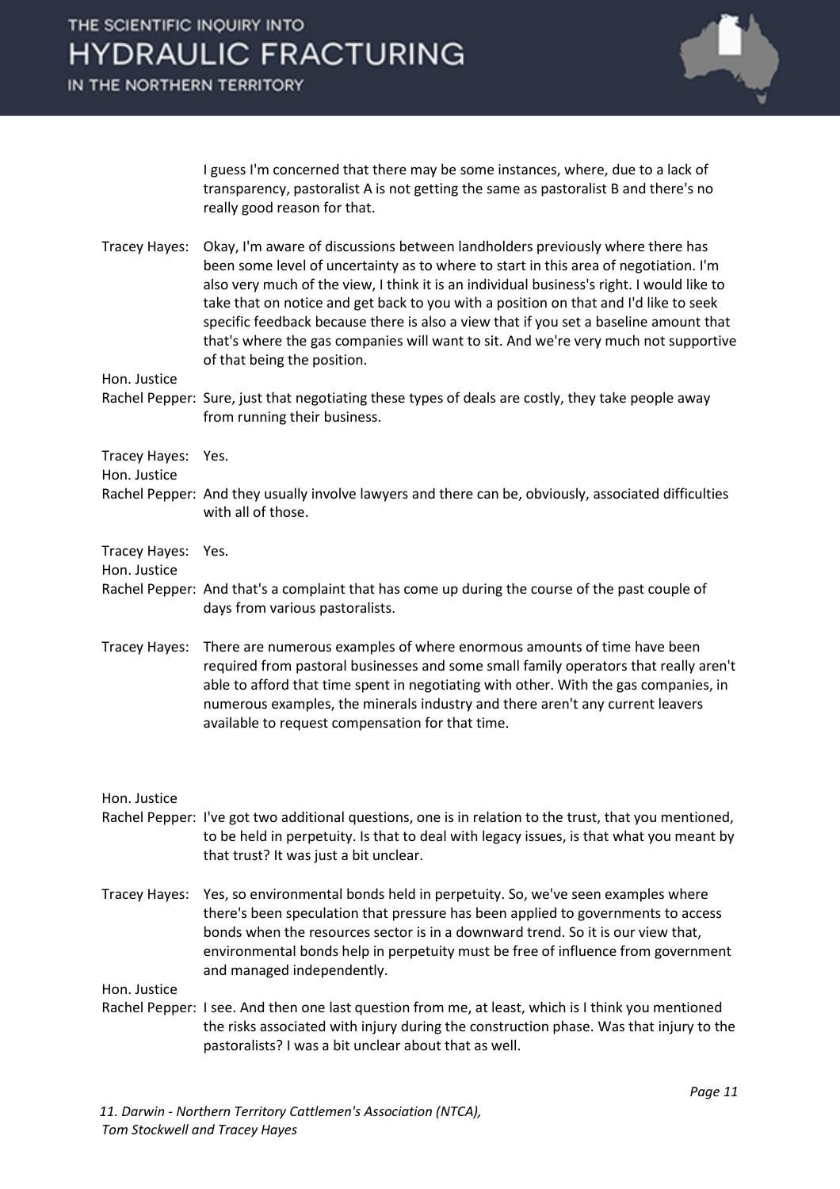I guess I'm concerned that there may be some instances, where, due to a lack of transparency, pastoralist A is not getting the same as pastoralist B and there's no really good reason for that.

Tracey Hayes: Okay, I'm aware of discussions between landholders previously where there has been some level of uncertainty as to where to start in this area of negotiation. I'm also very much of the view, I think it is an individual business's right. I would like to take that on notice and get back to you with a position on that and I'd like to seek specific feedback because there is also a view that if you set a baseline amount that that's where the gas companies will want to sit. And we're very much not supportive of that being the position.

Hon. Justice Rachel Pepper: Sure, just that negotiating these types of deals are costly, they take people away from running their business.

Tracey Hayes: Yes.

Hon. Justice Rachel Pepper: And they usually involve lawyers and there can be, obviously, associated difficulties with all of those.

Tracey Hayes: Yes.

Hon. Justice Rachel Pepper: And that's a complaint that has come up during the course of the past couple of days from various pastoralists.

Tracey Hayes: There are numerous examples of where enormous amounts of time have been required from pastoral businesses and some small family operators that really aren't able to afford that time spent in negotiating with other. With the gas companies, in numerous examples, the minerals industry and there aren't any current leavers available to request compensation for that time.

Hon. Justice Rachel Pepper: I've got two additional questions, one is in relation to the trust, that you mentioned, to be held in perpetuity. Is that to deal with legacy issues, is that what you meant by that trust? It was just a bit unclear.

Tracey Hayes: Yes, so environmental bonds held in perpetuity. So, we've seen examples where there's been speculation that pressure has been applied to governments to access bonds when the resources sector is in a downward trend. So it is our view that, environmental bonds help in perpetuity must be free of influence from government and managed independently.

Hon. Justice Rachel Pepper: I see. And then one last question from me, at least, which is I think you mentioned the risks associated with injury during the construction phase. Was that injury to the pastoralists? I was a bit unclear about that as well.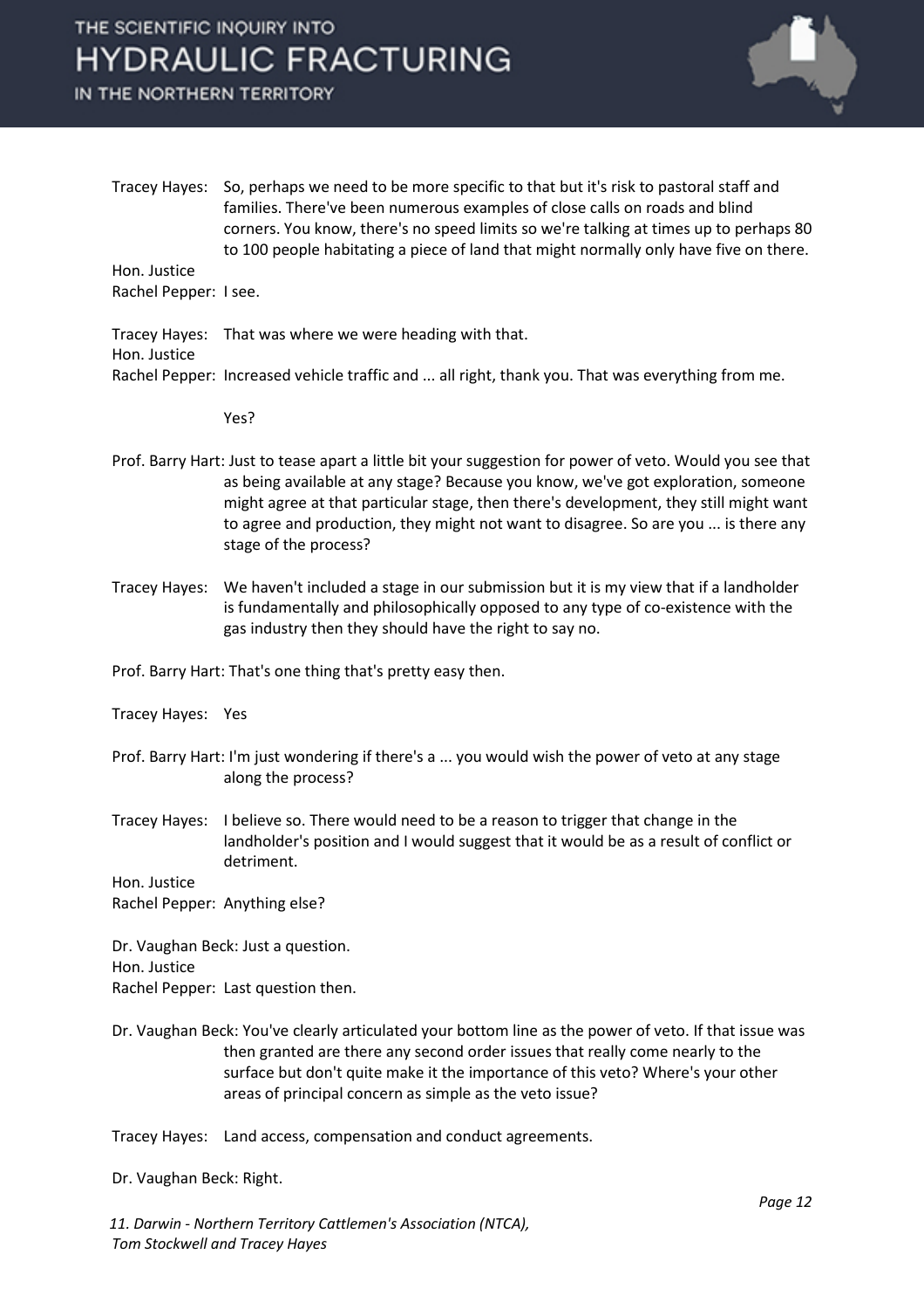Tracey Hayes: So, perhaps we need to be more specific to that but it's risk to pastoral staff and families. There've been numerous examples of close calls on roads and blind corners. You know, there's no speed limits so we're talking at times up to perhaps 80 to 100 people habitating a piece of land that might normally only have five on there.

Hon. Justice Rachel Pepper: I see.

Tracey Hayes: That was where we were heading with that.

Hon. Justice Rachel Pepper: Increased vehicle traffic and ... all right, thank you. That was everything from me.

Yes?

Prof. Barry Hart: Just to tease apart a little bit your suggestion for power of veto. Would you see that as being available at any stage? Because you know, we've got exploration, someone might agree at that particular stage, then there's development, they still might want to agree and production, they might not want to disagree. So are you ... is there any stage of the process?

Tracey Hayes: We haven't included a stage in our submission but it is my view that if a landholder is fundamentally and philosophically opposed to any type of co-existence with the gas industry then they should have the right to say no.

Prof. Barry Hart: That's one thing that's pretty easy then.

Tracey Hayes: Yes

Prof. Barry Hart: I'm just wondering if there's a ... you would wish the power of veto at any stage along the process?

Tracey Hayes: I believe so. There would need to be a reason to trigger that change in the landholder's position and I would suggest that it would be as a result of conflict or detriment.

Hon. Justice Rachel Pepper: Anything else?

Dr. Vaughan Beck: Just a question.

Hon. Justice Rachel Pepper: Last question then.

Dr. Vaughan Beck: You've clearly articulated your bottom line as the power of veto. If that issue was then granted are there any second order issues that really come nearly to the surface but don't quite make it the importance of this veto? Where's your other areas of principal concern as simple as the veto issue?

Tracey Hayes: Land access, compensation and conduct agreements.

Dr. Vaughan Beck: Right.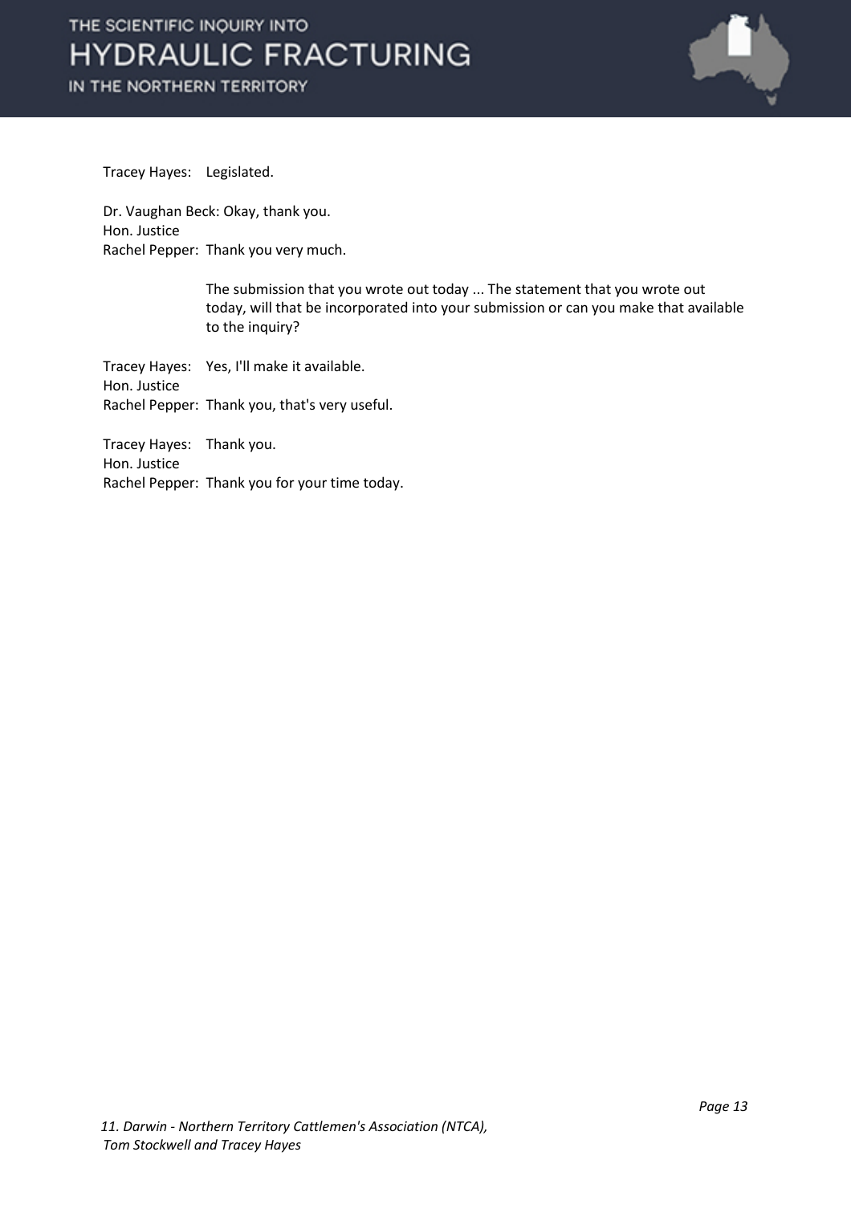Tracey Hayes: Legislated.

Dr. Vaughan Beck: Okay, thank you.

Hon. Justice Rachel Pepper: Thank you very much.

The submission that you wrote out today ... The statement that you wrote out today, will that be incorporated into your submission or can you make that available to the inquiry?

Tracey Hayes: Yes, I'll make it available.

Hon. Justice Rachel Pepper: Thank you, that's very useful.

Tracey Hayes: Thank you.

Hon. Justice Rachel Pepper: Thank you for your time today.